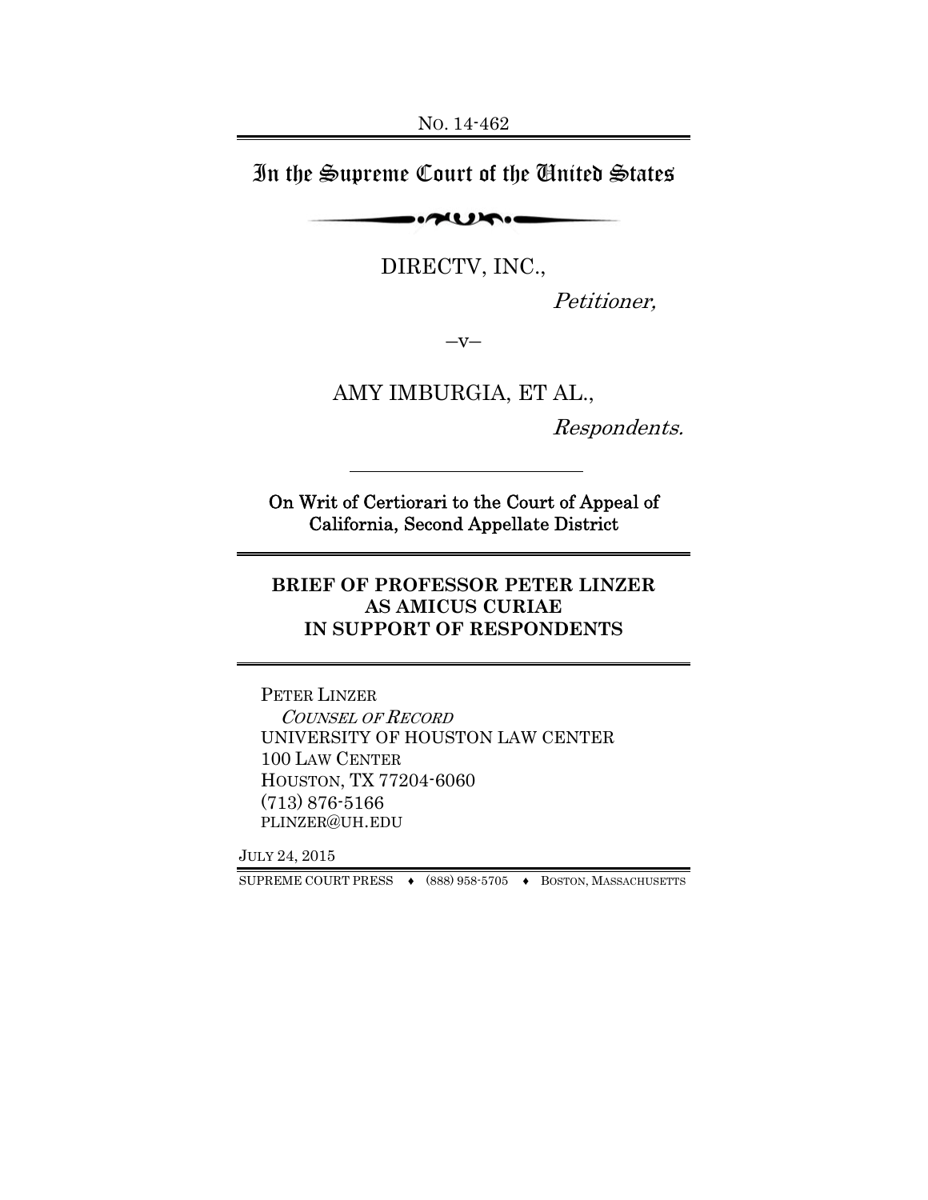NO. 14-462

# In the Supreme Court of the United States

DIRECTV, INC.,

*Petitioner,*

—v—

AMY IMBURGIA, ET AL.,

*Respondents.*

---

**On Writ of Certiorari to the Court of Appeal of California, Second Appellate District**

---

**BRIEF OF PROFESSOR PETER LINZER AS AMICUS CURIAE IN SUPPORT OF RESPONDENTS**

---

PETER LINZER
*COUNSEL OF RECORD*
UNIVERSITY OF HOUSTON LAW CENTER
100 LAW CENTER
HOUSTON, TX 77204-6060
(713) 876-5166
PLINZER@UH.EDU

JULY 24, 2015

SUPREME COURT PRESS ♦ (888) 958-5705 ♦ BOSTON, MASSACHUSETTS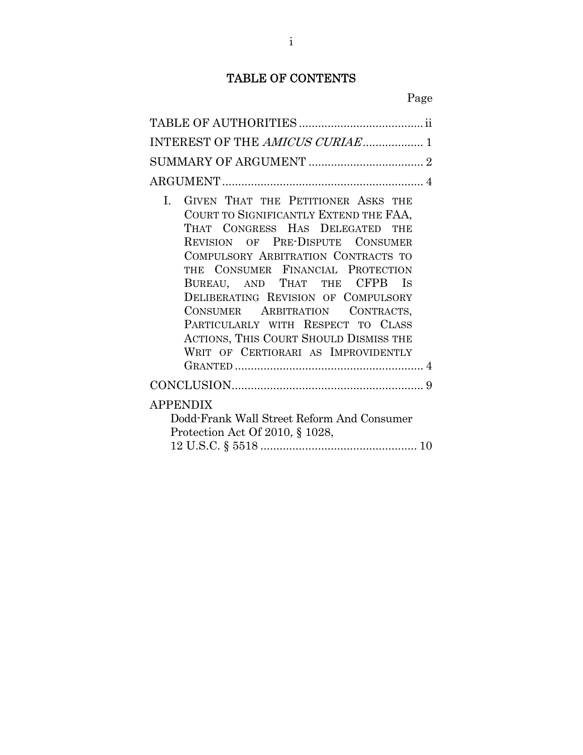# TABLE OF CONTENTS

Page

TABLE OF AUTHORITIES ....................................... ii

INTEREST OF THE *AMICUS CURIAE* ................... 1

SUMMARY OF ARGUMENT .................................... 2

ARGUMENT ............................................................... 4

I. GIVEN THAT THE PETITIONER ASKS THE COURT TO SIGNIFICANTLY EXTEND THE FAA, THAT CONGRESS HAS DELEGATED THE REVISION OF PRE-DISPUTE CONSUMER COMPULSORY ARBITRATION CONTRACTS TO THE CONSUMER FINANCIAL PROTECTION BUREAU, AND THAT THE CFPB IS DELIBERATING REVISION OF COMPULSORY CONSUMER ARBITRATION CONTRACTS, PARTICULARLY WITH RESPECT TO CLASS ACTIONS, THIS COURT SHOULD DISMISS THE WRIT OF CERTIORARI AS IMPROVIDENTLY GRANTED ........................................................... 4

CONCLUSION............................................................ 9

APPENDIX
Dodd-Frank Wall Street Reform And Consumer Protection Act Of 2010, § 1028,
12 U.S.C. § 5518 ................................................ 10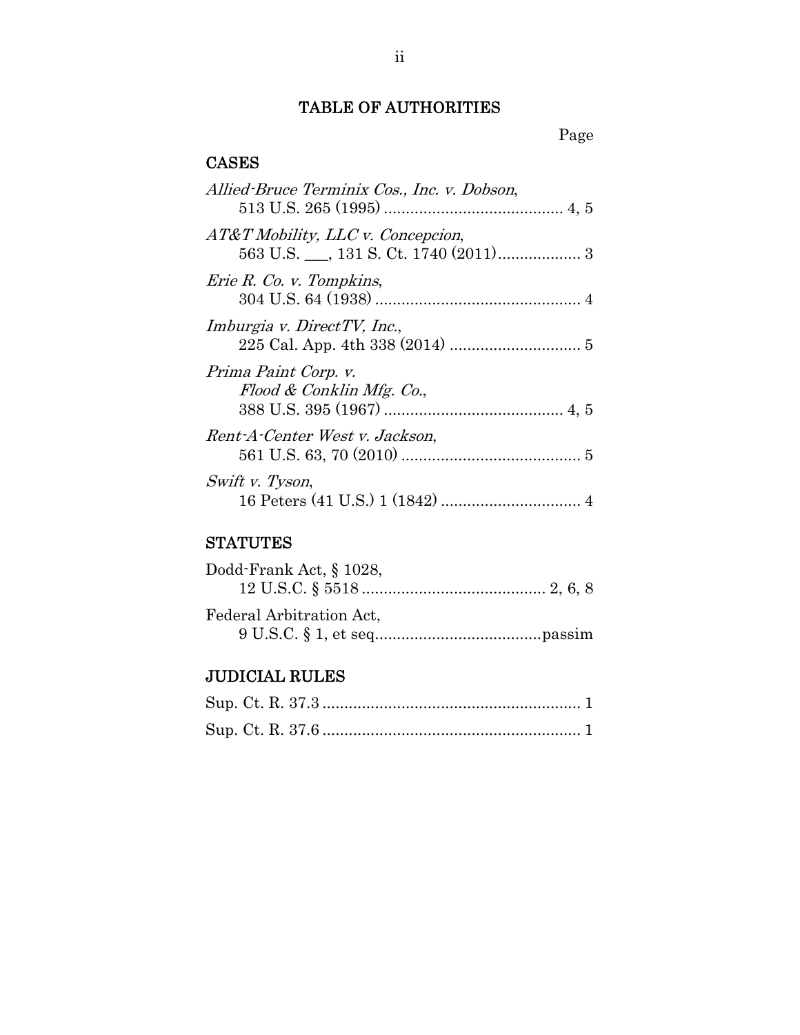# TABLE OF AUTHORITIES

Page

## CASES

*Allied-Bruce Terminix Cos., Inc. v. Dobson*,
513 U.S. 265 (1995) ........................................ 4, 5

*AT&T Mobility, LLC v. Concepcion*,
563 U.S. \_\_\_, 131 S. Ct. 1740 (2011).................. 3

*Erie R. Co. v. Tompkins*,
304 U.S. 64 (1938) .............................................. 4

*Imburgia v. DirectTV, Inc.*,
225 Cal. App. 4th 338 (2014) ............................. 5

*Prima Paint Corp. v. Flood & Conklin Mfg. Co.*,
388 U.S. 395 (1967) ........................................ 4, 5

*Rent-A-Center West v. Jackson*,
561 U.S. 63, 70 (2010) ........................................ 5

*Swift v. Tyson*,
16 Peters (41 U.S.) 1 (1842) ............................... 4

## STATUTES

Dodd-Frank Act, § 1028,
12 U.S.C. § 5518 ......................................... 2, 6, 8

Federal Arbitration Act,
9 U.S.C. § 1, et seq.....................................passim

## JUDICIAL RULES

Sup. Ct. R. 37.3 .......................................................... 1

Sup. Ct. R. 37.6 .......................................................... 1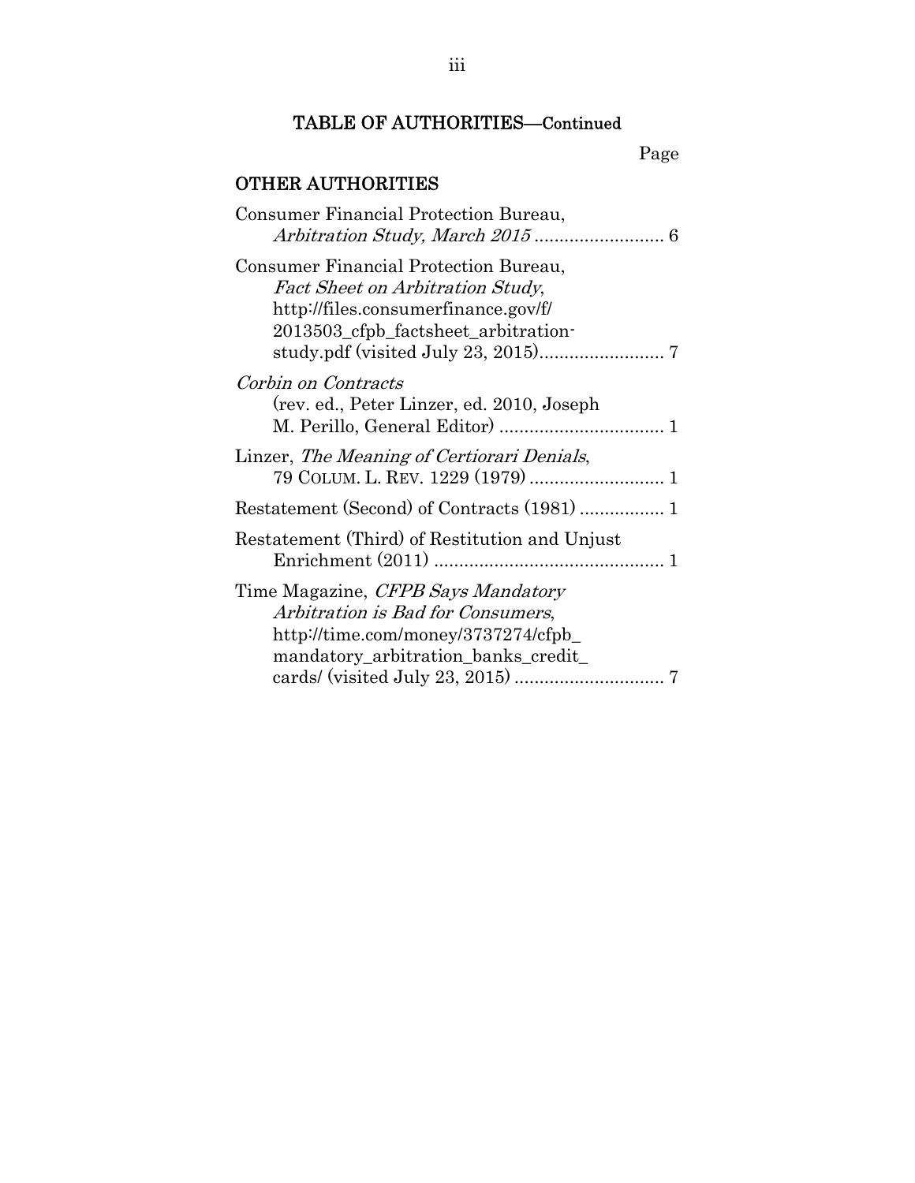## TABLE OF AUTHORITIES—Continued

Page

### OTHER AUTHORITIES

Consumer Financial Protection Bureau, *Arbitration Study, March 2015* .......................... 6

Consumer Financial Protection Bureau, *Fact Sheet on Arbitration Study*, http://files.consumerfinance.gov/f/2013503_cfpb_factsheet_arbitration-study.pdf (visited July 23, 2015)......................... 7

*Corbin on Contracts* (rev. ed., Peter Linzer, ed. 2010, Joseph M. Perillo, General Editor) ................................. 1

Linzer, *The Meaning of Certiorari Denials*, 79 COLUM. L. REV. 1229 (1979) .......................... 1

Restatement (Second) of Contracts (1981) ................ 1

Restatement (Third) of Restitution and Unjust Enrichment (2011) .............................................. 1

Time Magazine, *CFPB Says Mandatory Arbitration is Bad for Consumers*, http://time.com/money/3737274/cfpb_mandatory_arbitration_banks_credit_cards/ (visited July 23, 2015) ............................. 7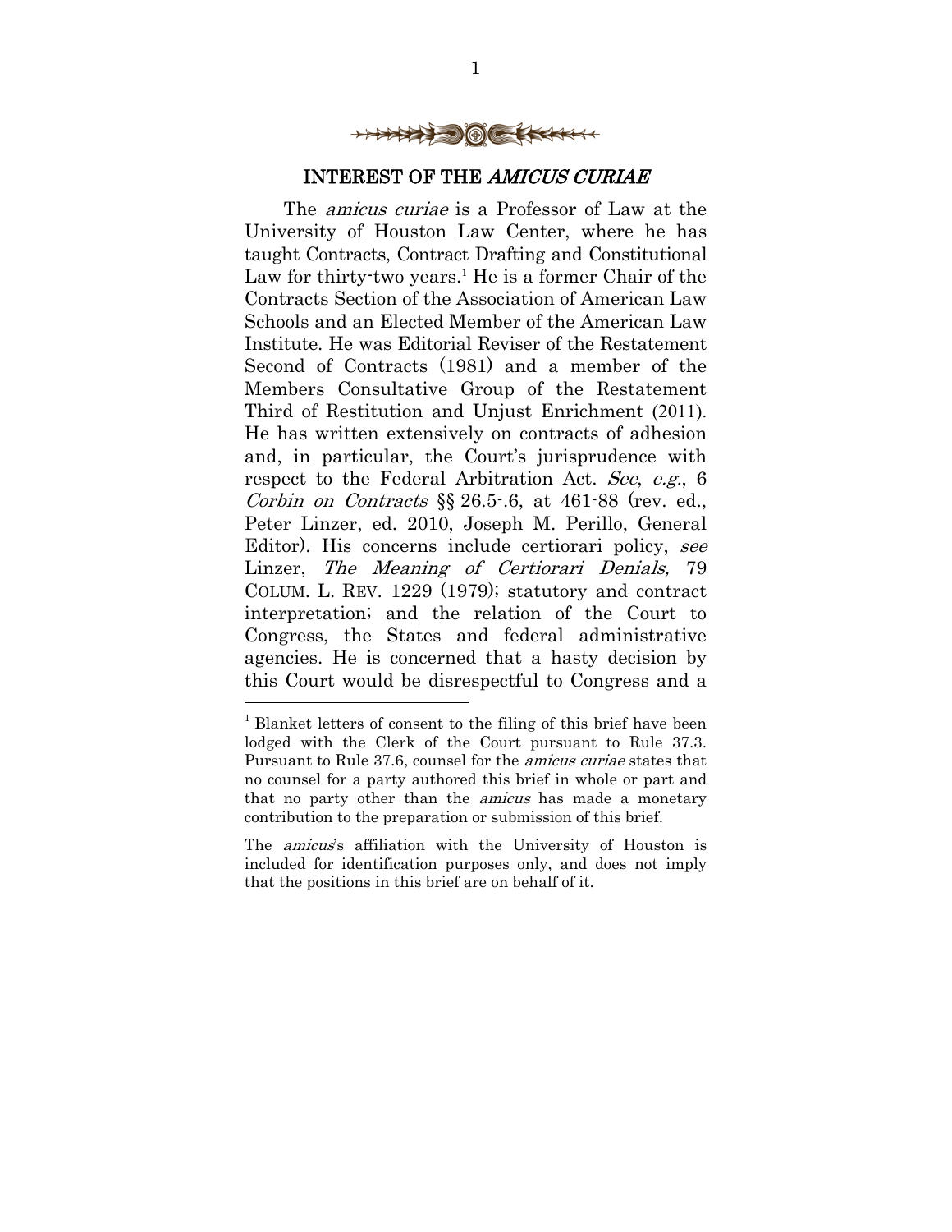## INTEREST OF THE *AMICUS CURIAE*

The *amicus curiae* is a Professor of Law at the University of Houston Law Center, where he has taught Contracts, Contract Drafting and Constitutional Law for thirty-two years.[1] He is a former Chair of the Contracts Section of the Association of American Law Schools and an Elected Member of the American Law Institute. He was Editorial Reviser of the Restatement Second of Contracts (1981) and a member of the Members Consultative Group of the Restatement Third of Restitution and Unjust Enrichment (2011). He has written extensively on contracts of adhesion and, in particular, the Court's jurisprudence with respect to the Federal Arbitration Act. *See*, *e.g.*, 6 *Corbin on Contracts* §§ 26.5-.6, at 461-88 (rev. ed., Peter Linzer, ed. 2010, Joseph M. Perillo, General Editor). His concerns include certiorari policy, *see* Linzer, *The Meaning of Certiorari Denials,* 79 COLUM. L. REV. 1229 (1979); statutory and contract interpretation; and the relation of the Court to Congress, the States and federal administrative agencies. He is concerned that a hasty decision by this Court would be disrespectful to Congress and a

---

[1] Blanket letters of consent to the filing of this brief have been lodged with the Clerk of the Court pursuant to Rule 37.3. Pursuant to Rule 37.6, counsel for the *amicus curiae* states that no counsel for a party authored this brief in whole or part and that no party other than the *amicus* has made a monetary contribution to the preparation or submission of this brief.

The *amicus*'s affiliation with the University of Houston is included for identification purposes only, and does not imply that the positions in this brief are on behalf of it.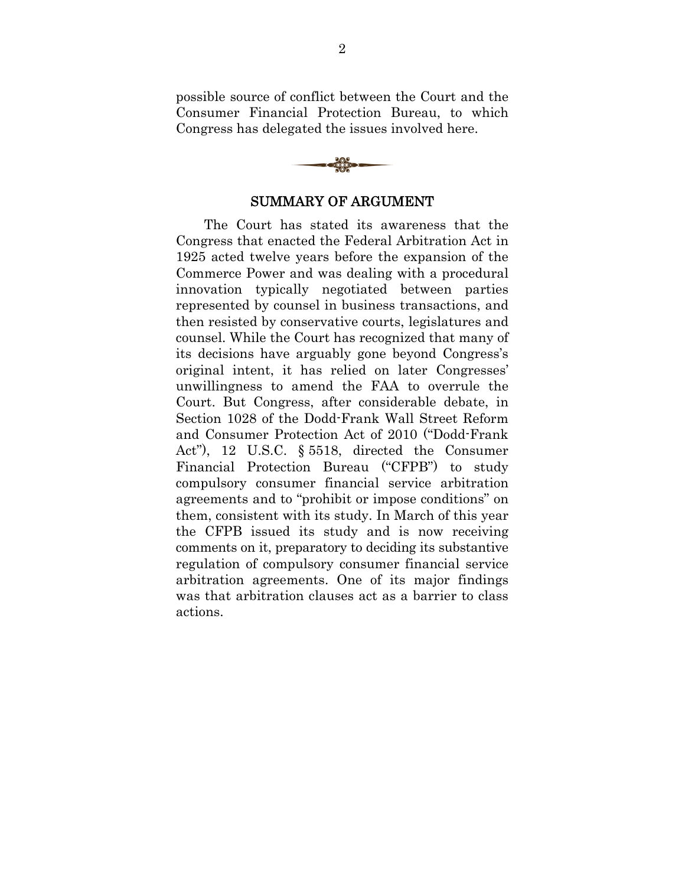possible source of conflict between the Court and the Consumer Financial Protection Bureau, to which Congress has delegated the issues involved here.

## SUMMARY OF ARGUMENT

The Court has stated its awareness that the Congress that enacted the Federal Arbitration Act in 1925 acted twelve years before the expansion of the Commerce Power and was dealing with a procedural innovation typically negotiated between parties represented by counsel in business transactions, and then resisted by conservative courts, legislatures and counsel. While the Court has recognized that many of its decisions have arguably gone beyond Congress's original intent, it has relied on later Congresses' unwillingness to amend the FAA to overrule the Court. But Congress, after considerable debate, in Section 1028 of the Dodd-Frank Wall Street Reform and Consumer Protection Act of 2010 ("Dodd-Frank Act"), 12 U.S.C. § 5518, directed the Consumer Financial Protection Bureau ("CFPB") to study compulsory consumer financial service arbitration agreements and to "prohibit or impose conditions" on them, consistent with its study. In March of this year the CFPB issued its study and is now receiving comments on it, preparatory to deciding its substantive regulation of compulsory consumer financial service arbitration agreements. One of its major findings was that arbitration clauses act as a barrier to class actions.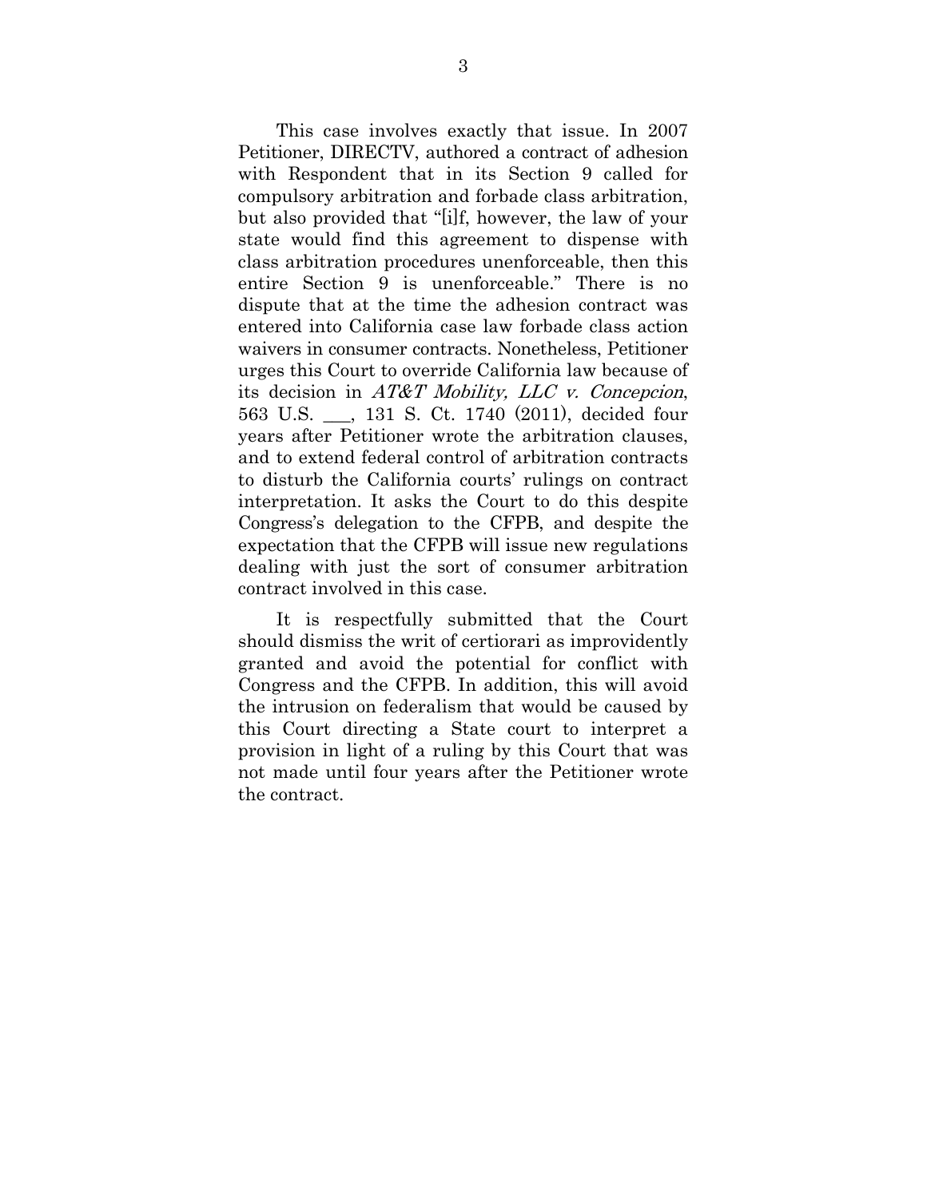This case involves exactly that issue. In 2007 Petitioner, DIRECTV, authored a contract of adhesion with Respondent that in its Section 9 called for compulsory arbitration and forbade class arbitration, but also provided that "[i]f, however, the law of your state would find this agreement to dispense with class arbitration procedures unenforceable, then this entire Section 9 is unenforceable." There is no dispute that at the time the adhesion contract was entered into California case law forbade class action waivers in consumer contracts. Nonetheless, Petitioner urges this Court to override California law because of its decision in *AT&T Mobility, LLC v. Concepcion*, 563 U.S. ___, 131 S. Ct. 1740 (2011), decided four years after Petitioner wrote the arbitration clauses, and to extend federal control of arbitration contracts to disturb the California courts' rulings on contract interpretation. It asks the Court to do this despite Congress's delegation to the CFPB, and despite the expectation that the CFPB will issue new regulations dealing with just the sort of consumer arbitration contract involved in this case.

It is respectfully submitted that the Court should dismiss the writ of certiorari as improvidently granted and avoid the potential for conflict with Congress and the CFPB. In addition, this will avoid the intrusion on federalism that would be caused by this Court directing a State court to interpret a provision in light of a ruling by this Court that was not made until four years after the Petitioner wrote the contract.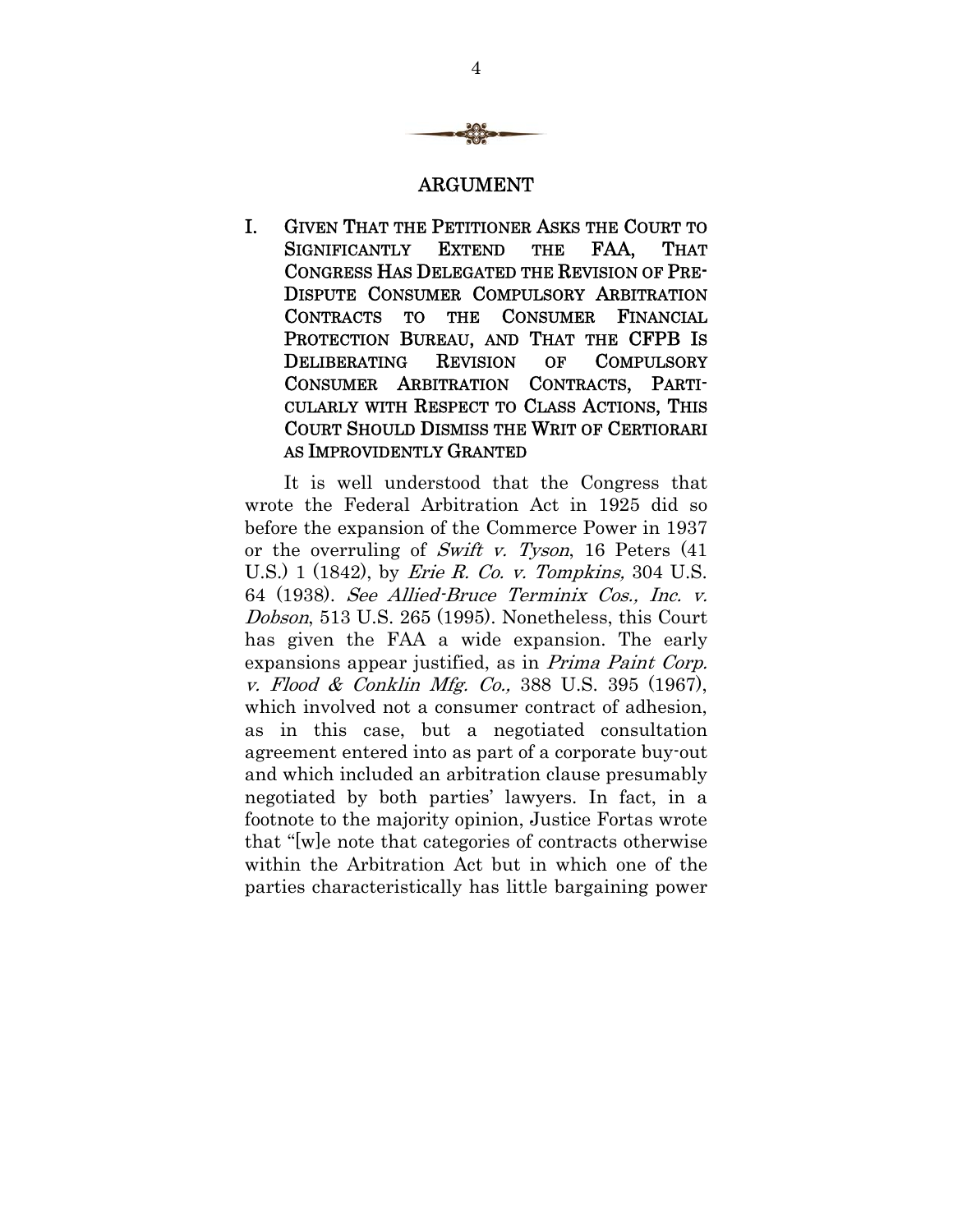## ARGUMENT

### I. GIVEN THAT THE PETITIONER ASKS THE COURT TO SIGNIFICANTLY EXTEND THE FAA, THAT CONGRESS HAS DELEGATED THE REVISION OF PRE-DISPUTE CONSUMER COMPULSORY ARBITRATION CONTRACTS TO THE CONSUMER FINANCIAL PROTECTION BUREAU, AND THAT THE CFPB IS DELIBERATING REVISION OF COMPULSORY CONSUMER ARBITRATION CONTRACTS, PARTICULARLY WITH RESPECT TO CLASS ACTIONS, THIS COURT SHOULD DISMISS THE WRIT OF CERTIORARI AS IMPROVIDENTLY GRANTED

It is well understood that the Congress that wrote the Federal Arbitration Act in 1925 did so before the expansion of the Commerce Power in 1937 or the overruling of *Swift v. Tyson*, 16 Peters (41 U.S.) 1 (1842), by *Erie R. Co. v. Tompkins,* 304 U.S. 64 (1938). *See Allied-Bruce Terminix Cos., Inc. v. Dobson*, 513 U.S. 265 (1995). Nonetheless, this Court has given the FAA a wide expansion. The early expansions appear justified, as in *Prima Paint Corp. v. Flood & Conklin Mfg. Co.,* 388 U.S. 395 (1967), which involved not a consumer contract of adhesion, as in this case, but a negotiated consultation agreement entered into as part of a corporate buy-out and which included an arbitration clause presumably negotiated by both parties' lawyers. In fact, in a footnote to the majority opinion, Justice Fortas wrote that "[w]e note that categories of contracts otherwise within the Arbitration Act but in which one of the parties characteristically has little bargaining power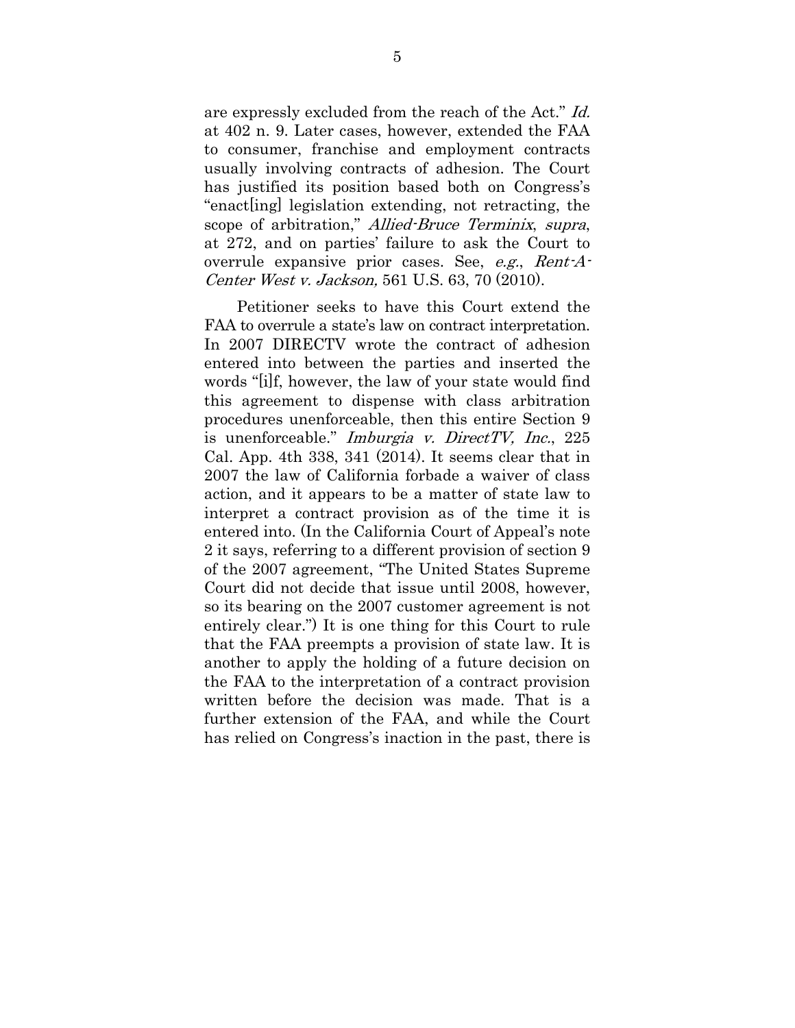are expressly excluded from the reach of the Act." *Id.* at 402 n. 9. Later cases, however, extended the FAA to consumer, franchise and employment contracts usually involving contracts of adhesion. The Court has justified its position based both on Congress's "enact[ing] legislation extending, not retracting, the scope of arbitration," *Allied-Bruce Terminix*, *supra*, at 272, and on parties' failure to ask the Court to overrule expansive prior cases. See, *e.g.*, *Rent-A-Center West v. Jackson,* 561 U.S. 63, 70 (2010).

Petitioner seeks to have this Court extend the FAA to overrule a state's law on contract interpretation. In 2007 DIRECTV wrote the contract of adhesion entered into between the parties and inserted the words "[i]f, however, the law of your state would find this agreement to dispense with class arbitration procedures unenforceable, then this entire Section 9 is unenforceable." *Imburgia v. DirectTV, Inc.*, 225 Cal. App. 4th 338, 341 (2014). It seems clear that in 2007 the law of California forbade a waiver of class action, and it appears to be a matter of state law to interpret a contract provision as of the time it is entered into. (In the California Court of Appeal's note 2 it says, referring to a different provision of section 9 of the 2007 agreement, "The United States Supreme Court did not decide that issue until 2008, however, so its bearing on the 2007 customer agreement is not entirely clear.") It is one thing for this Court to rule that the FAA preempts a provision of state law. It is another to apply the holding of a future decision on the FAA to the interpretation of a contract provision written before the decision was made. That is a further extension of the FAA, and while the Court has relied on Congress's inaction in the past, there is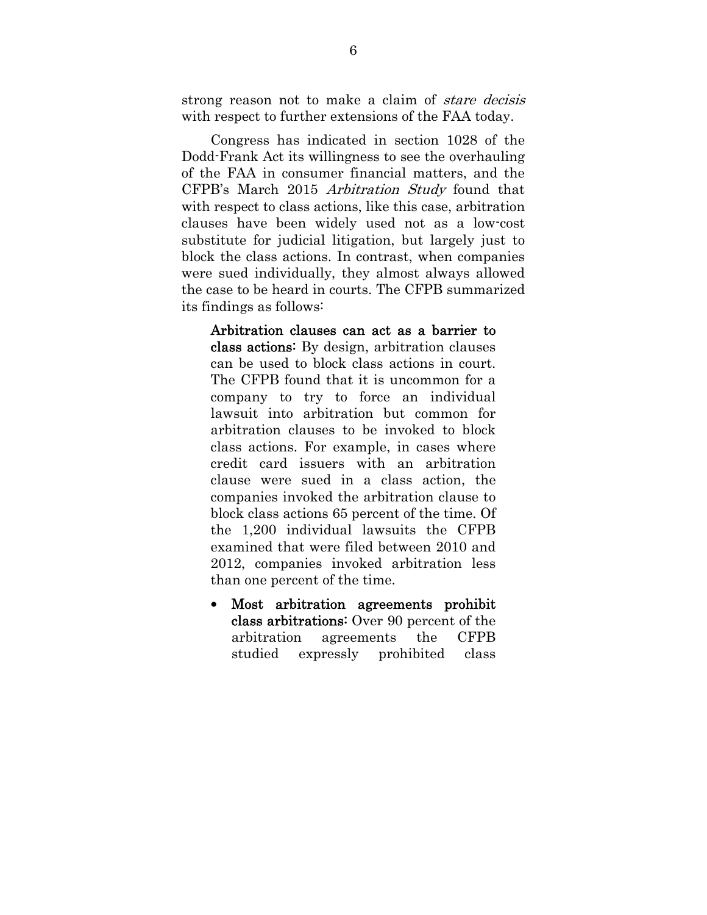strong reason not to make a claim of *stare decisis* with respect to further extensions of the FAA today.

Congress has indicated in section 1028 of the Dodd-Frank Act its willingness to see the overhauling of the FAA in consumer financial matters, and the CFPB's March 2015 *Arbitration Study* found that with respect to class actions, like this case, arbitration clauses have been widely used not as a low-cost substitute for judicial litigation, but largely just to block the class actions. In contrast, when companies were sued individually, they almost always allowed the case to be heard in courts. The CFPB summarized its findings as follows:

> **Arbitration clauses can act as a barrier to class actions:** By design, arbitration clauses can be used to block class actions in court. The CFPB found that it is uncommon for a company to try to force an individual lawsuit into arbitration but common for arbitration clauses to be invoked to block class actions. For example, in cases where credit card issuers with an arbitration clause were sued in a class action, the companies invoked the arbitration clause to block class actions 65 percent of the time. Of the 1,200 individual lawsuits the CFPB examined that were filed between 2010 and 2012, companies invoked arbitration less than one percent of the time.
>
> - **Most arbitration agreements prohibit class arbitrations:** Over 90 percent of the arbitration agreements the CFPB studied expressly prohibited class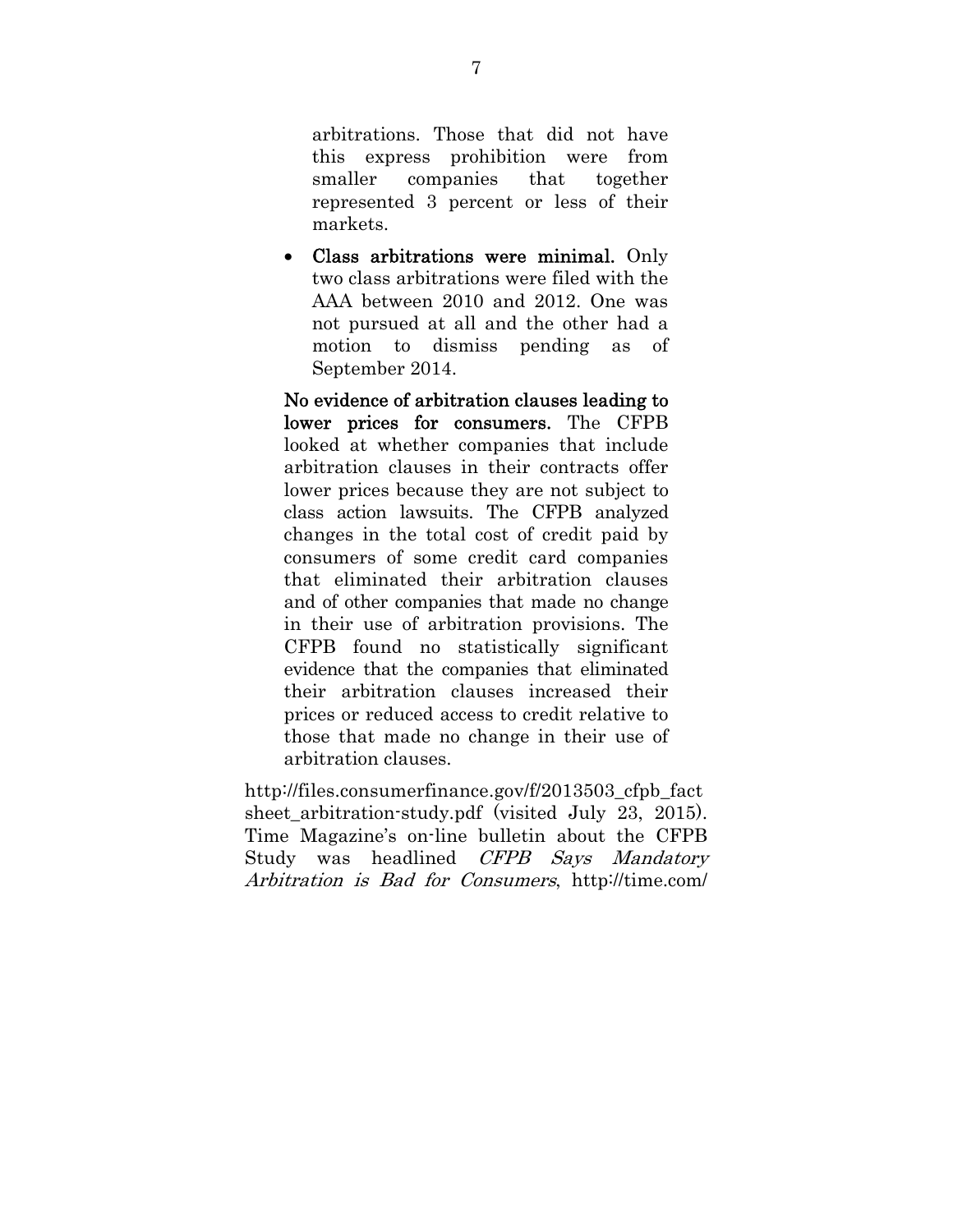arbitrations. Those that did not have this express prohibition were from smaller companies that together represented 3 percent or less of their markets.

- **Class arbitrations were minimal.** Only two class arbitrations were filed with the AAA between 2010 and 2012. One was not pursued at all and the other had a motion to dismiss pending as of September 2014.

**No evidence of arbitration clauses leading to lower prices for consumers.** The CFPB looked at whether companies that include arbitration clauses in their contracts offer lower prices because they are not subject to class action lawsuits. The CFPB analyzed changes in the total cost of credit paid by consumers of some credit card companies that eliminated their arbitration clauses and of other companies that made no change in their use of arbitration provisions. The CFPB found no statistically significant evidence that the companies that eliminated their arbitration clauses increased their prices or reduced access to credit relative to those that made no change in their use of arbitration clauses.

http://files.consumerfinance.gov/f/2013503_cfpb_factsheet_arbitration-study.pdf (visited July 23, 2015). Time Magazine's on-line bulletin about the CFPB Study was headlined *CFPB Says Mandatory Arbitration is Bad for Consumers*, http://time.com/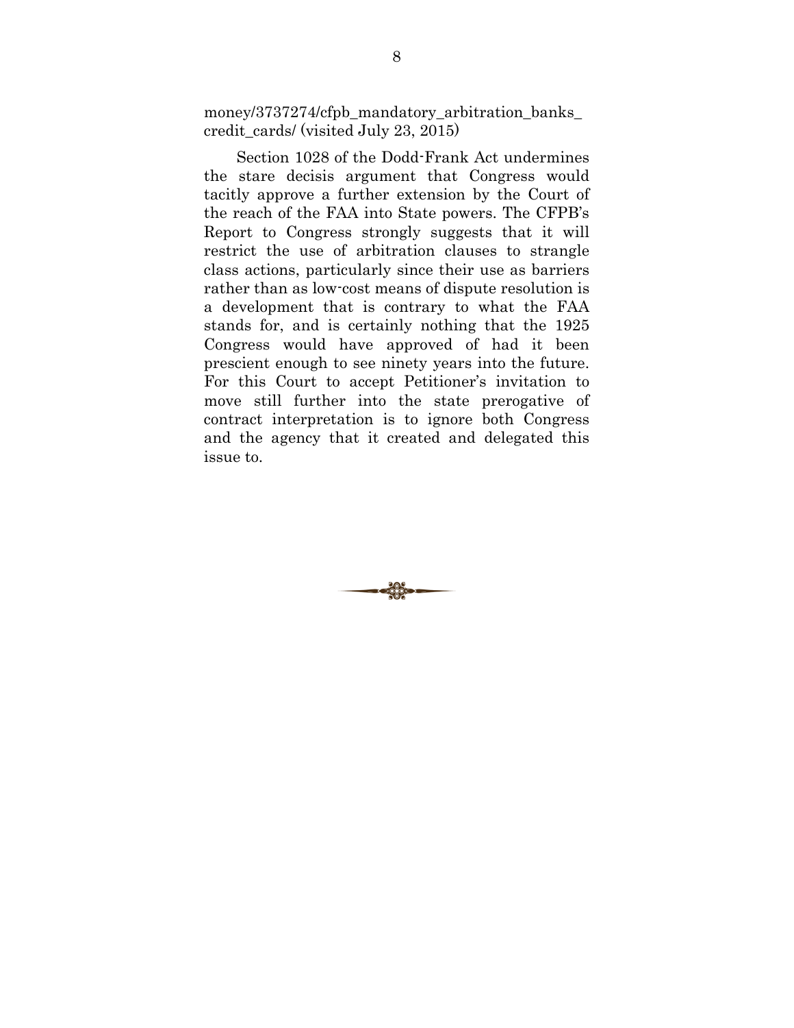money/3737274/cfpb_mandatory_arbitration_banks_credit_cards/ (visited July 23, 2015)

Section 1028 of the Dodd-Frank Act undermines the stare decisis argument that Congress would tacitly approve a further extension by the Court of the reach of the FAA into State powers. The CFPB's Report to Congress strongly suggests that it will restrict the use of arbitration clauses to strangle class actions, particularly since their use as barriers rather than as low-cost means of dispute resolution is a development that is contrary to what the FAA stands for, and is certainly nothing that the 1925 Congress would have approved of had it been prescient enough to see ninety years into the future. For this Court to accept Petitioner's invitation to move still further into the state prerogative of contract interpretation is to ignore both Congress and the agency that it created and delegated this issue to.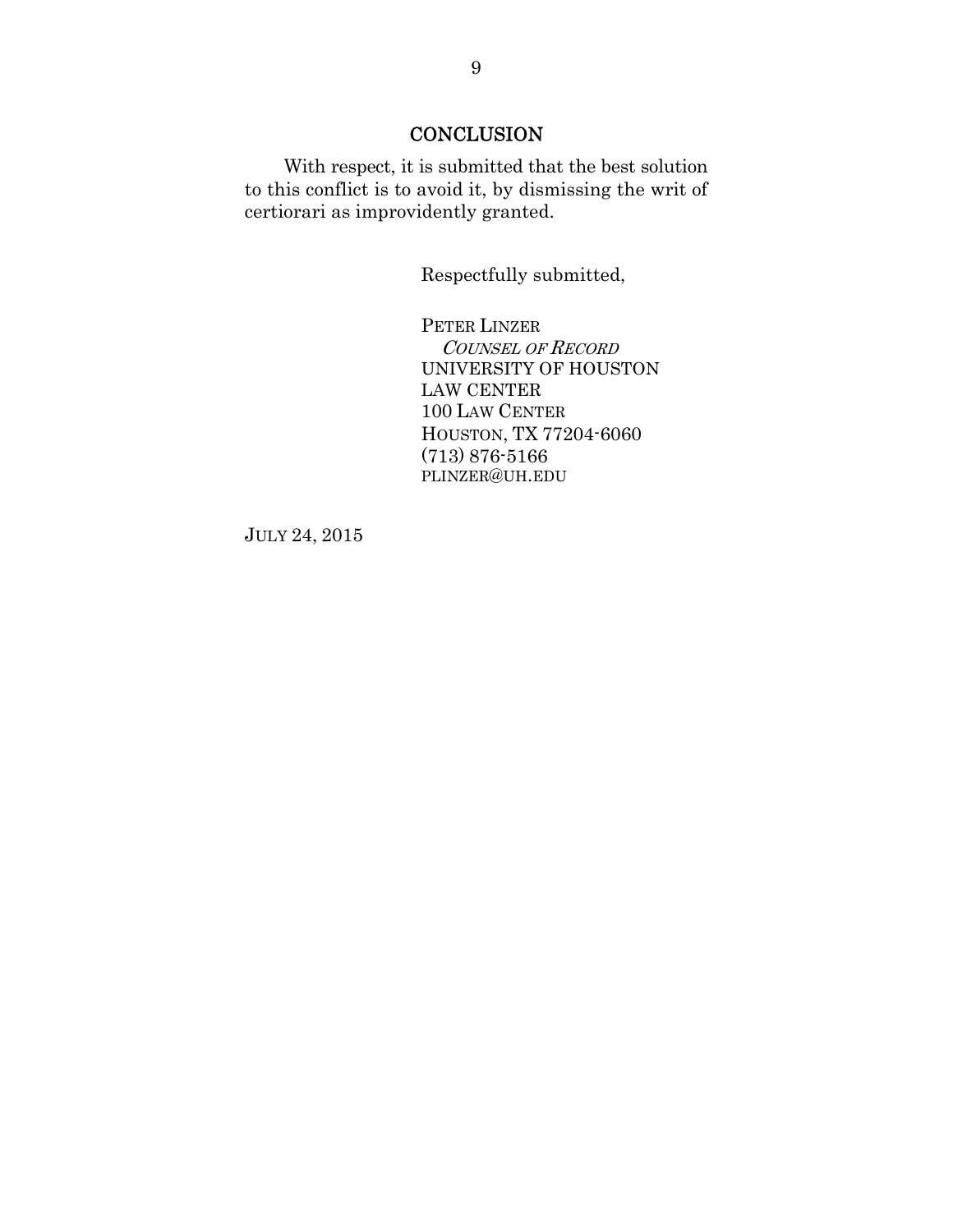## CONCLUSION

With respect, it is submitted that the best solution to this conflict is to avoid it, by dismissing the writ of certiorari as improvidently granted.

Respectfully submitted,

PETER LINZER
*COUNSEL OF RECORD*
UNIVERSITY OF HOUSTON
LAW CENTER
100 LAW CENTER
HOUSTON, TX 77204-6060
(713) 876-5166
PLINZER@UH.EDU

JULY 24, 2015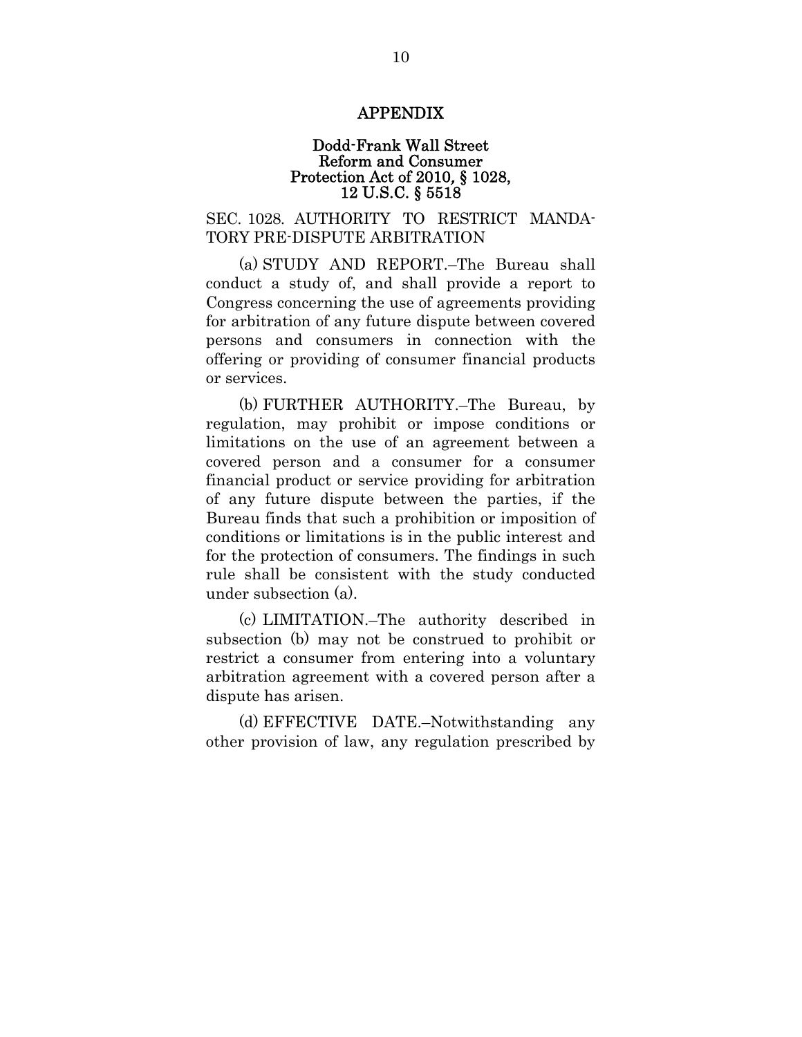# APPENDIX

## Dodd-Frank Wall Street Reform and Consumer Protection Act of 2010, § 1028, 12 U.S.C. § 5518

SEC. 1028. AUTHORITY TO RESTRICT MANDATORY PRE-DISPUTE ARBITRATION

(a) STUDY AND REPORT.–The Bureau shall conduct a study of, and shall provide a report to Congress concerning the use of agreements providing for arbitration of any future dispute between covered persons and consumers in connection with the offering or providing of consumer financial products or services.

(b) FURTHER AUTHORITY.–The Bureau, by regulation, may prohibit or impose conditions or limitations on the use of an agreement between a covered person and a consumer for a consumer financial product or service providing for arbitration of any future dispute between the parties, if the Bureau finds that such a prohibition or imposition of conditions or limitations is in the public interest and for the protection of consumers. The findings in such rule shall be consistent with the study conducted under subsection (a).

(c) LIMITATION.–The authority described in subsection (b) may not be construed to prohibit or restrict a consumer from entering into a voluntary arbitration agreement with a covered person after a dispute has arisen.

(d) EFFECTIVE DATE.–Notwithstanding any other provision of law, any regulation prescribed by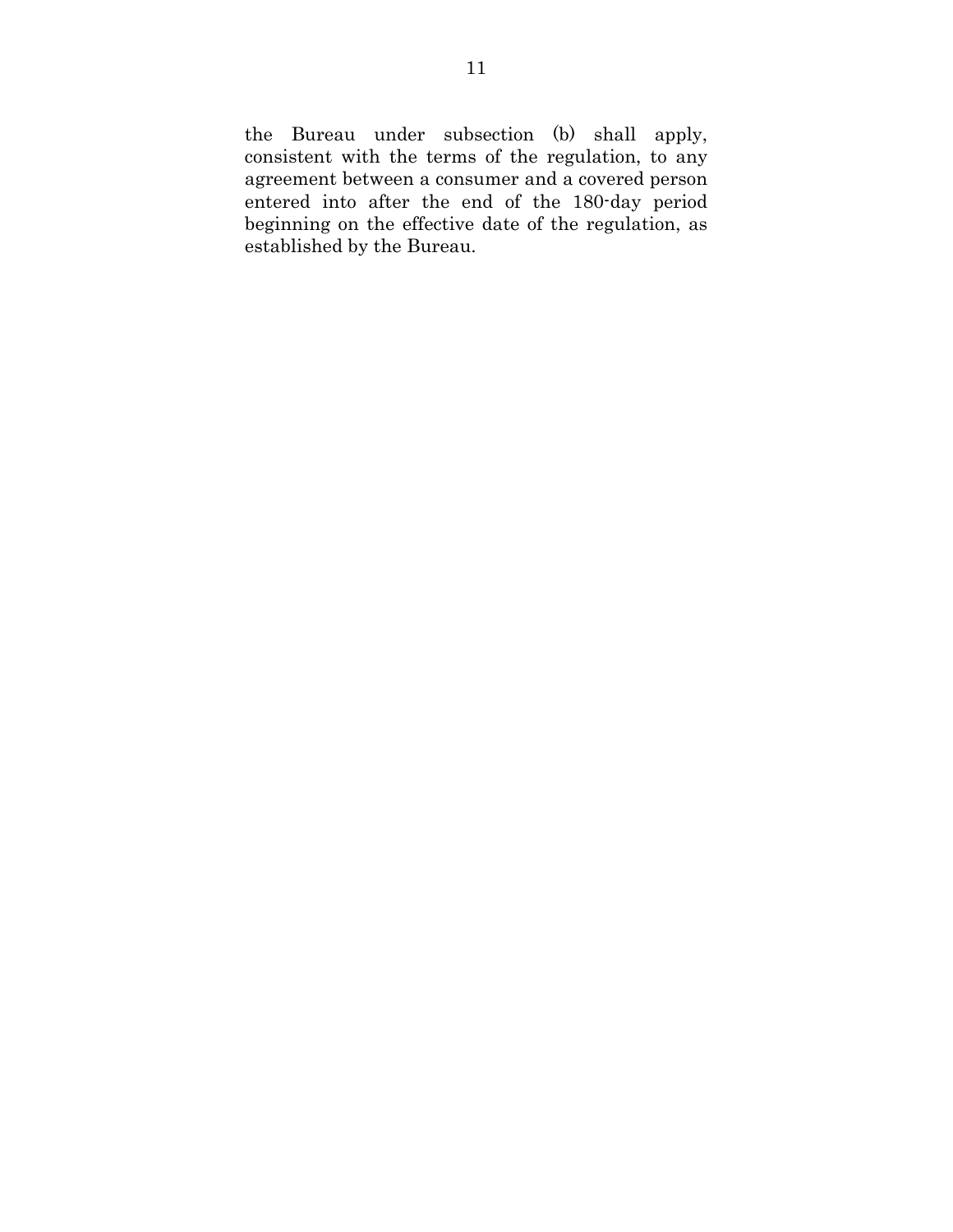the Bureau under subsection (b) shall apply, consistent with the terms of the regulation, to any agreement between a consumer and a covered person entered into after the end of the 180-day period beginning on the effective date of the regulation, as established by the Bureau.